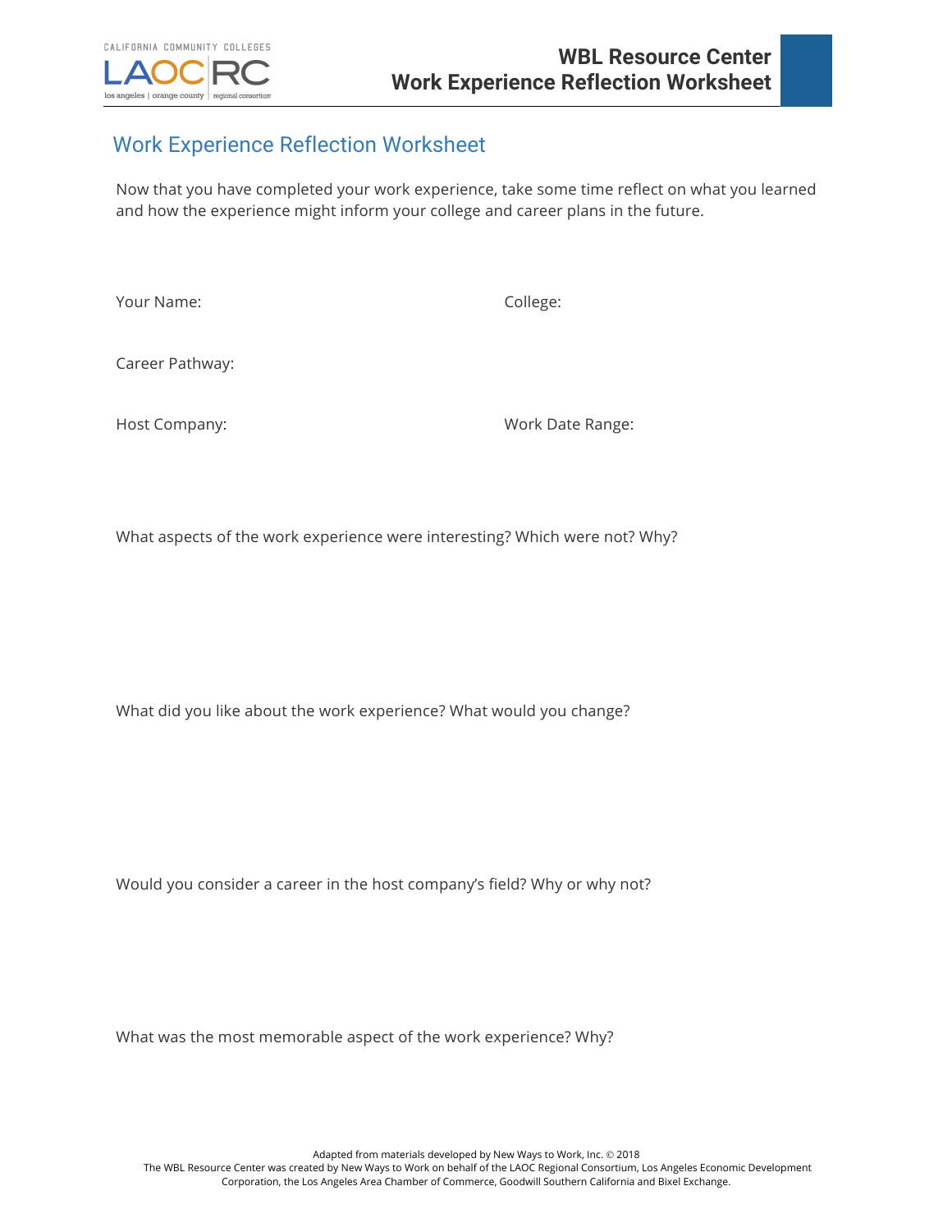# Work Experience Reflection Worksheet

Now that you have completed your work experience, take some time reflect on what you learned and how the experience might inform your college and career plans in the future.

Your Name:

College:

Career Pathway:

Host Company:

Work Date Range:

What aspects of the work experience were interesting? Which were not? Why?

What did you like about the work experience? What would you change?

Would you consider a career in the host company's field? Why or why not?

What was the most memorable aspect of the work experience? Why?

Adapted from materials developed by New Ways to Work, Inc. © 2018

The WBL Resource Center was created by New Ways to Work on behalf of the LAOC Regional Consortium, Los Angeles Economic Development Corporation, the Los Angeles Area Chamber of Commerce, Goodwill Southern California and Bixel Exchange.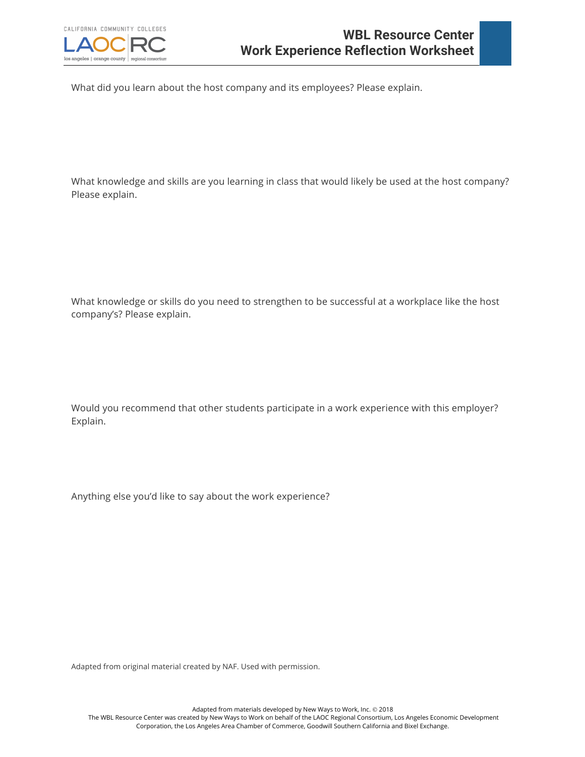What did you learn about the host company and its employees? Please explain.

What knowledge and skills are you learning in class that would likely be used at the host company? Please explain.

What knowledge or skills do you need to strengthen to be successful at a workplace like the host company's? Please explain.

Would you recommend that other students participate in a work experience with this employer? Explain.

Anything else you'd like to say about the work experience?

Adapted from original material created by NAF. Used with permission.